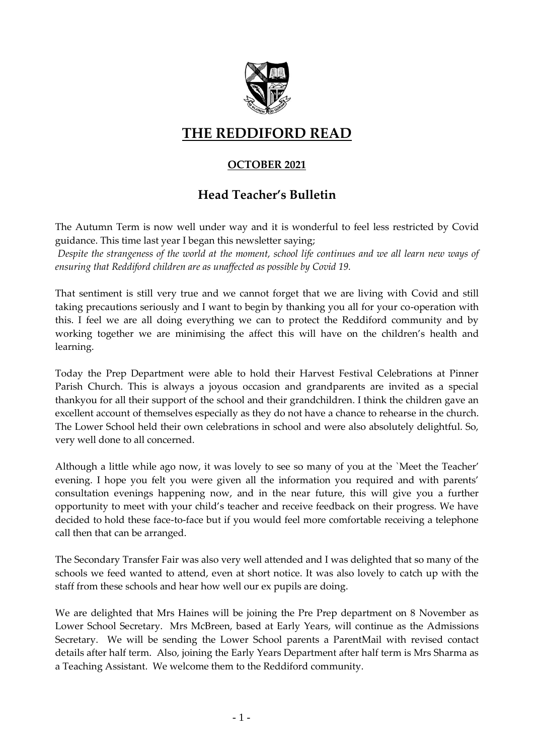# THE REDDIFORD READ

## OCTOBER 2021

## Head Teacher's Bulletin

The Autumn Term is now well under way and it is wonderful to feel less restricted by Covid guidance. This time last year I began this newsletter saying;

*Despite the strangeness of the world at the moment, school life continues and we all learn new ways of ensuring that Reddiford children are as unaffected as possible by Covid 19.*

That sentiment is still very true and we cannot forget that we are living with Covid and still taking precautions seriously and I want to begin by thanking you all for your co-operation with this. I feel we are all doing everything we can to protect the Reddiford community and by working together we are minimising the affect this will have on the children's health and learning.

Today the Prep Department were able to hold their Harvest Festival Celebrations at Pinner Parish Church. This is always a joyous occasion and grandparents are invited as a special thankyou for all their support of the school and their grandchildren. I think the children gave an excellent account of themselves especially as they do not have a chance to rehearse in the church. The Lower School held their own celebrations in school and were also absolutely delightful. So, very well done to all concerned.

Although a little while ago now, it was lovely to see so many of you at the `Meet the Teacher' evening. I hope you felt you were given all the information you required and with parents' consultation evenings happening now, and in the near future, this will give you a further opportunity to meet with your child's teacher and receive feedback on their progress. We have decided to hold these face-to-face but if you would feel more comfortable receiving a telephone call then that can be arranged.

The Secondary Transfer Fair was also very well attended and I was delighted that so many of the schools we feed wanted to attend, even at short notice. It was also lovely to catch up with the staff from these schools and hear how well our ex pupils are doing.

We are delighted that Mrs Haines will be joining the Pre Prep department on 8 November as Lower School Secretary. Mrs McBreen, based at Early Years, will continue as the Admissions Secretary. We will be sending the Lower School parents a ParentMail with revised contact details after half term. Also, joining the Early Years Department after half term is Mrs Sharma as a Teaching Assistant. We welcome them to the Reddiford community.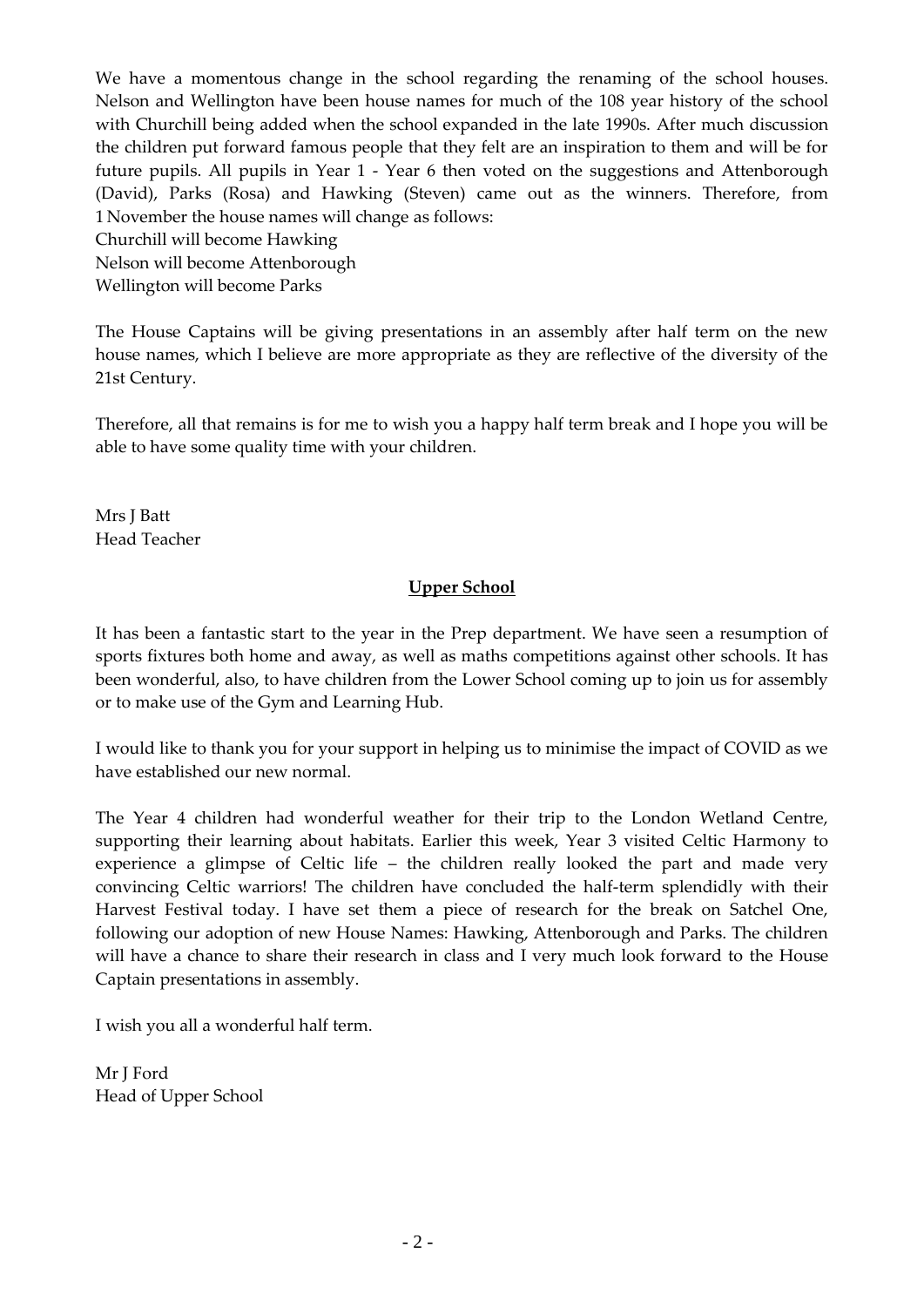We have a momentous change in the school regarding the renaming of the school houses. Nelson and Wellington have been house names for much of the 108 year history of the school with Churchill being added when the school expanded in the late 1990s. After much discussion the children put forward famous people that they felt are an inspiration to them and will be for future pupils. All pupils in Year 1 - Year 6 then voted on the suggestions and Attenborough (David), Parks (Rosa) and Hawking (Steven) came out as the winners. Therefore, from 1 November the house names will change as follows:
Churchill will become Hawking
Nelson will become Attenborough
Wellington will become Parks

The House Captains will be giving presentations in an assembly after half term on the new house names, which I believe are more appropriate as they are reflective of the diversity of the 21st Century.

Therefore, all that remains is for me to wish you a happy half term break and I hope you will be able to have some quality time with your children.

Mrs J Batt
Head Teacher

## Upper School

It has been a fantastic start to the year in the Prep department. We have seen a resumption of sports fixtures both home and away, as well as maths competitions against other schools. It has been wonderful, also, to have children from the Lower School coming up to join us for assembly or to make use of the Gym and Learning Hub.

I would like to thank you for your support in helping us to minimise the impact of COVID as we have established our new normal.

The Year 4 children had wonderful weather for their trip to the London Wetland Centre, supporting their learning about habitats. Earlier this week, Year 3 visited Celtic Harmony to experience a glimpse of Celtic life – the children really looked the part and made very convincing Celtic warriors! The children have concluded the half-term splendidly with their Harvest Festival today. I have set them a piece of research for the break on Satchel One, following our adoption of new House Names: Hawking, Attenborough and Parks. The children will have a chance to share their research in class and I very much look forward to the House Captain presentations in assembly.

I wish you all a wonderful half term.

Mr J Ford
Head of Upper School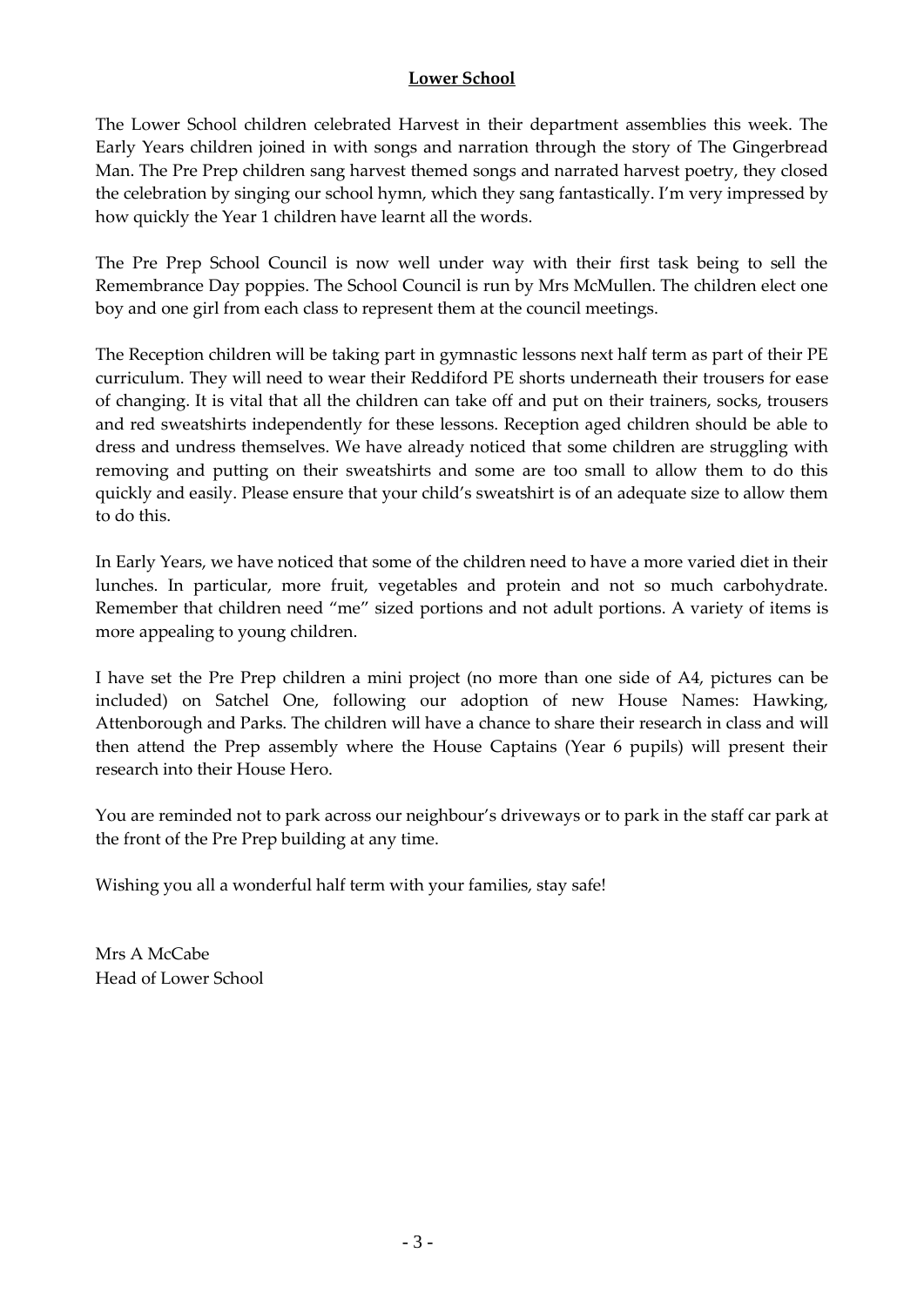## **Lower School**

The Lower School children celebrated Harvest in their department assemblies this week. The Early Years children joined in with songs and narration through the story of The Gingerbread Man. The Pre Prep children sang harvest themed songs and narrated harvest poetry, they closed the celebration by singing our school hymn, which they sang fantastically. I'm very impressed by how quickly the Year 1 children have learnt all the words.

The Pre Prep School Council is now well under way with their first task being to sell the Remembrance Day poppies. The School Council is run by Mrs McMullen. The children elect one boy and one girl from each class to represent them at the council meetings.

The Reception children will be taking part in gymnastic lessons next half term as part of their PE curriculum. They will need to wear their Reddiford PE shorts underneath their trousers for ease of changing. It is vital that all the children can take off and put on their trainers, socks, trousers and red sweatshirts independently for these lessons. Reception aged children should be able to dress and undress themselves. We have already noticed that some children are struggling with removing and putting on their sweatshirts and some are too small to allow them to do this quickly and easily. Please ensure that your child's sweatshirt is of an adequate size to allow them to do this.

In Early Years, we have noticed that some of the children need to have a more varied diet in their lunches. In particular, more fruit, vegetables and protein and not so much carbohydrate. Remember that children need "me" sized portions and not adult portions. A variety of items is more appealing to young children.

I have set the Pre Prep children a mini project (no more than one side of A4, pictures can be included) on Satchel One, following our adoption of new House Names: Hawking, Attenborough and Parks. The children will have a chance to share their research in class and will then attend the Prep assembly where the House Captains (Year 6 pupils) will present their research into their House Hero.

You are reminded not to park across our neighbour's driveways or to park in the staff car park at the front of the Pre Prep building at any time.

Wishing you all a wonderful half term with your families, stay safe!

Mrs A McCabe
Head of Lower School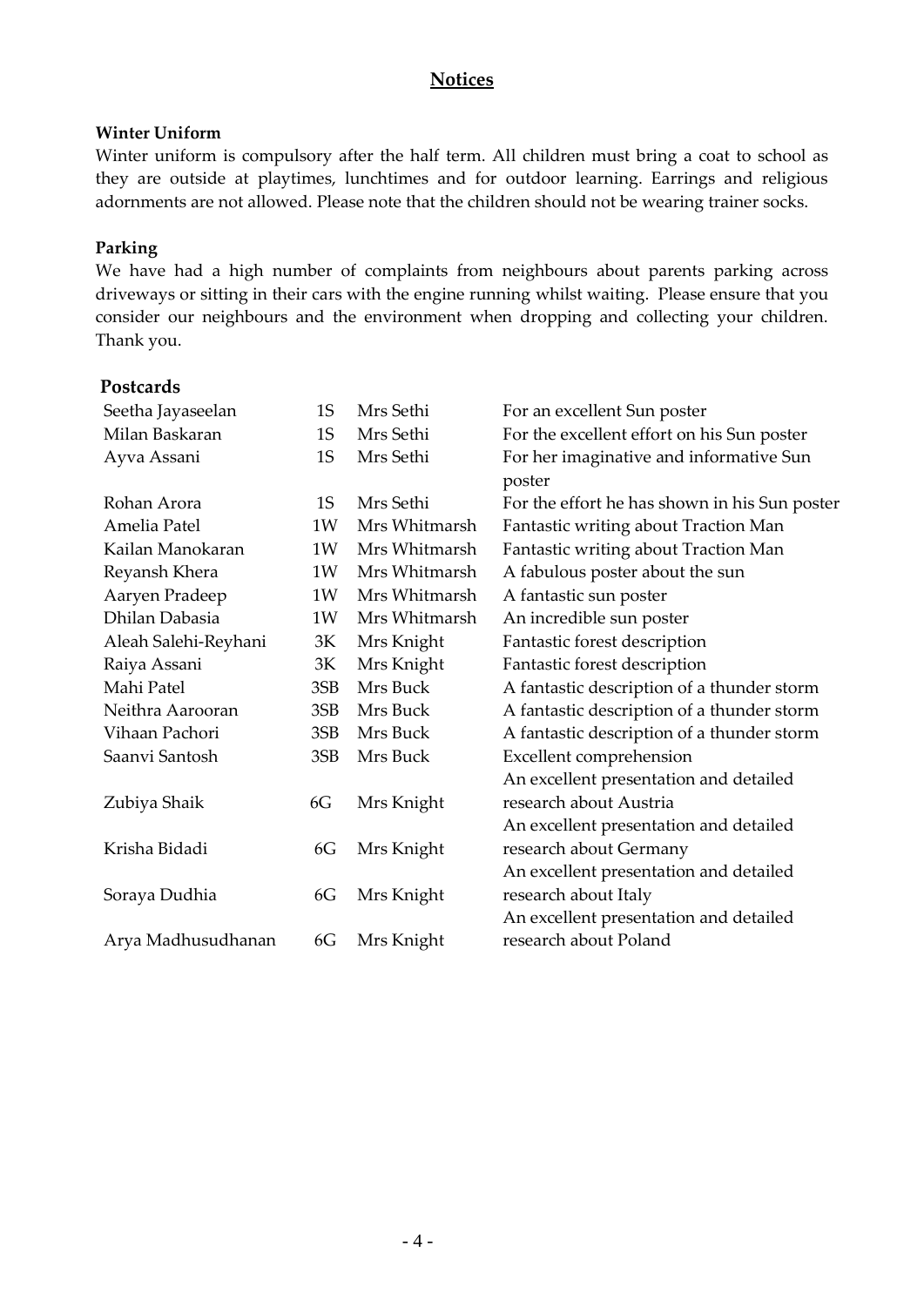## Notices

**Winter Uniform**

Winter uniform is compulsory after the half term. All children must bring a coat to school as they are outside at playtimes, lunchtimes and for outdoor learning. Earrings and religious adornments are not allowed. Please note that the children should not be wearing trainer socks.

**Parking**

We have had a high number of complaints from neighbours about parents parking across driveways or sitting in their cars with the engine running whilst waiting. Please ensure that you consider our neighbours and the environment when dropping and collecting your children. Thank you.

**Postcards**

| | | | |
|---|---|---|---|
| Seetha Jayaseelan | 1S | Mrs Sethi | For an excellent Sun poster |
| Milan Baskaran | 1S | Mrs Sethi | For the excellent effort on his Sun poster |
| Ayva Assani | 1S | Mrs Sethi | For her imaginative and informative Sun poster |
| Rohan Arora | 1S | Mrs Sethi | For the effort he has shown in his Sun poster |
| Amelia Patel | 1W | Mrs Whitmarsh | Fantastic writing about Traction Man |
| Kailan Manokaran | 1W | Mrs Whitmarsh | Fantastic writing about Traction Man |
| Reyansh Khera | 1W | Mrs Whitmarsh | A fabulous poster about the sun |
| Aaryen Pradeep | 1W | Mrs Whitmarsh | A fantastic sun poster |
| Dhilan Dabasia | 1W | Mrs Whitmarsh | An incredible sun poster |
| Aleah Salehi-Reyhani | 3K | Mrs Knight | Fantastic forest description |
| Raiya Assani | 3K | Mrs Knight | Fantastic forest description |
| Mahi Patel | 3SB | Mrs Buck | A fantastic description of a thunder storm |
| Neithra Aarooran | 3SB | Mrs Buck | A fantastic description of a thunder storm |
| Vihaan Pachori | 3SB | Mrs Buck | A fantastic description of a thunder storm |
| Saanvi Santosh | 3SB | Mrs Buck | Excellent comprehension |
| Zubiya Shaik | 6G | Mrs Knight | An excellent presentation and detailed research about Austria |
| Krisha Bidadi | 6G | Mrs Knight | An excellent presentation and detailed research about Germany |
| Soraya Dudhia | 6G | Mrs Knight | An excellent presentation and detailed research about Italy |
| Arya Madhusudhanan | 6G | Mrs Knight | An excellent presentation and detailed research about Poland |